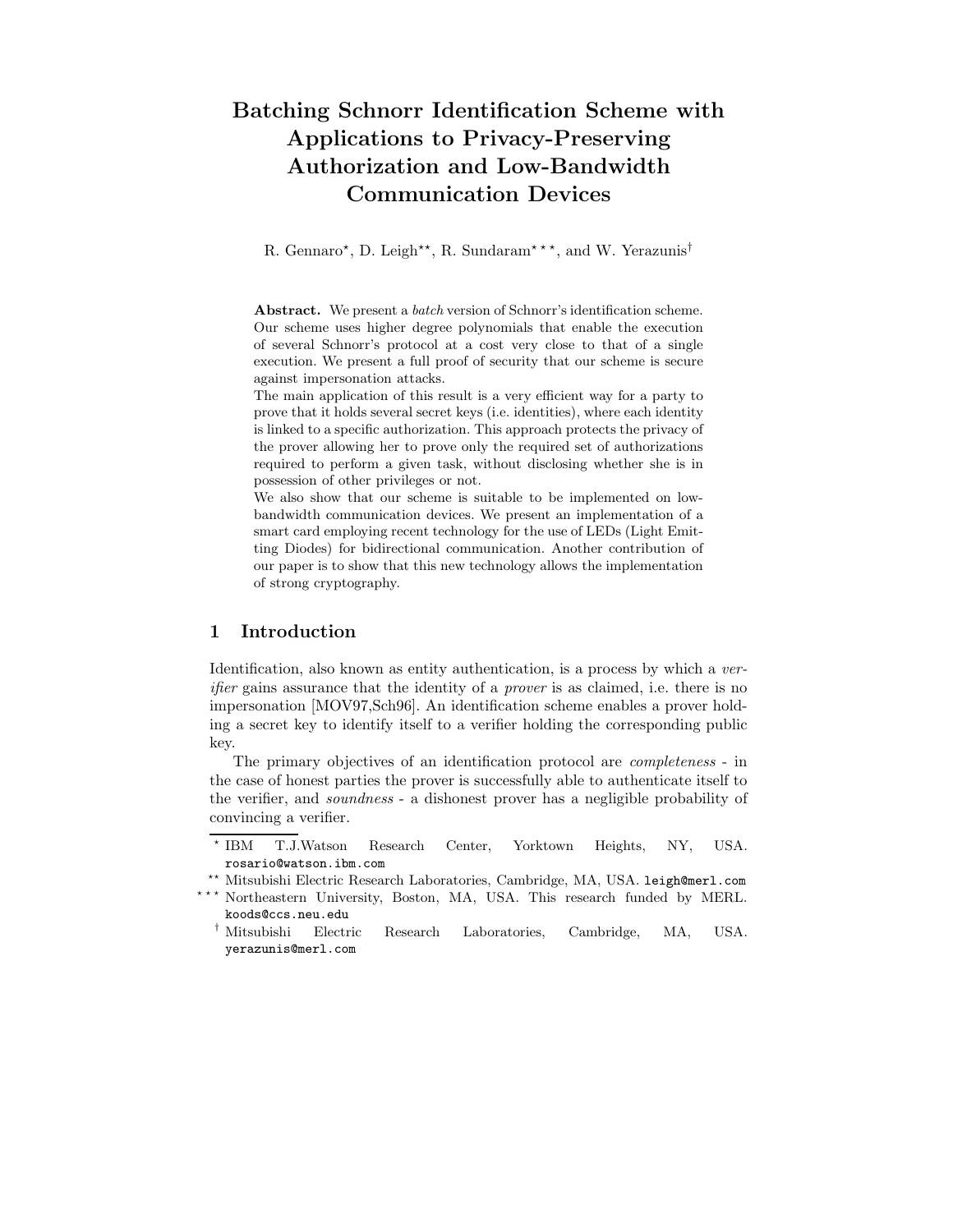# Batching Schnorr Identification Scheme with Applications to Privacy-Preserving Authorization and Low-Bandwidth Communication Devices

R. Gennaro[*], D. Leigh[**], R. Sundaram[***], and W. Yerazunis[†]

**Abstract.** We present a *batch* version of Schnorr's identification scheme. Our scheme uses higher degree polynomials that enable the execution of several Schnorr's protocol at a cost very close to that of a single execution. We present a full proof of security that our scheme is secure against impersonation attacks.
The main application of this result is a very efficient way for a party to prove that it holds several secret keys (i.e. identities), where each identity is linked to a specific authorization. This approach protects the privacy of the prover allowing her to prove only the required set of authorizations required to perform a given task, without disclosing whether she is in possession of other privileges or not.
We also show that our scheme is suitable to be implemented on low-bandwidth communication devices. We present an implementation of a smart card employing recent technology for the use of LEDs (Light Emitting Diodes) for bidirectional communication. Another contribution of our paper is to show that this new technology allows the implementation of strong cryptography.

## 1 Introduction

Identification, also known as entity authentication, is a process by which a *verifier* gains assurance that the identity of a *prover* is as claimed, i.e. there is no impersonation [MOV97,Sch96]. An identification scheme enables a prover holding a secret key to identify itself to a verifier holding the corresponding public key.

The primary objectives of an identification protocol are *completeness* - in the case of honest parties the prover is successfully able to authenticate itself to the verifier, and *soundness* - a dishonest prover has a negligible probability of convincing a verifier.

[*] IBM T.J.Watson Research Center, Yorktown Heights, NY, USA. rosario@watson.ibm.com

[**] Mitsubishi Electric Research Laboratories, Cambridge, MA, USA. leigh@merl.com

[***] Northeastern University, Boston, MA, USA. This research funded by MERL. koods@ccs.neu.edu

[†] Mitsubishi Electric Research Laboratories, Cambridge, MA, USA. yerazunis@merl.com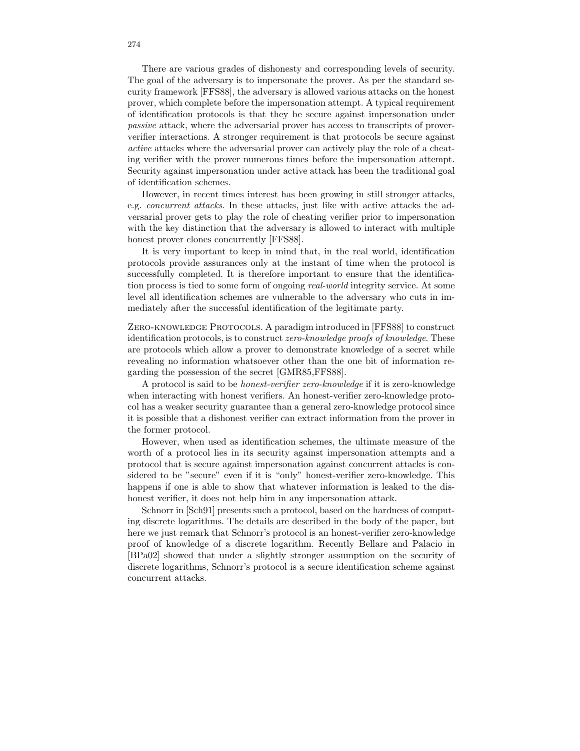There are various grades of dishonesty and corresponding levels of security. The goal of the adversary is to impersonate the prover. As per the standard security framework [FFS88], the adversary is allowed various attacks on the honest prover, which complete before the impersonation attempt. A typical requirement of identification protocols is that they be secure against impersonation under *passive* attack, where the adversarial prover has access to transcripts of prover-verifier interactions. A stronger requirement is that protocols be secure against *active* attacks where the adversarial prover can actively play the role of a cheating verifier with the prover numerous times before the impersonation attempt. Security against impersonation under active attack has been the traditional goal of identification schemes.

However, in recent times interest has been growing in still stronger attacks, e.g. *concurrent attacks*. In these attacks, just like with active attacks the adversarial prover gets to play the role of cheating verifier prior to impersonation with the key distinction that the adversary is allowed to interact with multiple honest prover clones concurrently [FFS88].

It is very important to keep in mind that, in the real world, identification protocols provide assurances only at the instant of time when the protocol is successfully completed. It is therefore important to ensure that the identification process is tied to some form of ongoing *real-world* integrity service. At some level all identification schemes are vulnerable to the adversary who cuts in immediately after the successful identification of the legitimate party.

Zero-knowledge Protocols. A paradigm introduced in [FFS88] to construct identification protocols, is to construct *zero-knowledge proofs of knowledge*. These are protocols which allow a prover to demonstrate knowledge of a secret while revealing no information whatsoever other than the one bit of information regarding the possession of the secret [GMR85,FFS88].

A protocol is said to be *honest-verifier zero-knowledge* if it is zero-knowledge when interacting with honest verifiers. An honest-verifier zero-knowledge protocol has a weaker security guarantee than a general zero-knowledge protocol since it is possible that a dishonest verifier can extract information from the prover in the former protocol.

However, when used as identification schemes, the ultimate measure of the worth of a protocol lies in its security against impersonation attempts and a protocol that is secure against impersonation against concurrent attacks is considered to be "secure" even if it is "only" honest-verifier zero-knowledge. This happens if one is able to show that whatever information is leaked to the dishonest verifier, it does not help him in any impersonation attack.

Schnorr in [Sch91] presents such a protocol, based on the hardness of computing discrete logarithms. The details are described in the body of the paper, but here we just remark that Schnorr's protocol is an honest-verifier zero-knowledge proof of knowledge of a discrete logarithm. Recently Bellare and Palacio in [BPa02] showed that under a slightly stronger assumption on the security of discrete logarithms, Schnorr's protocol is a secure identification scheme against concurrent attacks.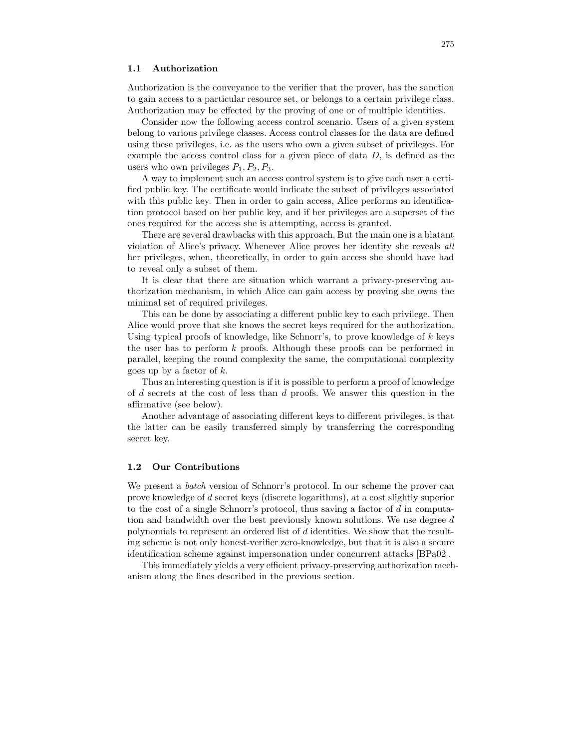### 1.1 Authorization

Authorization is the conveyance to the verifier that the prover, has the sanction to gain access to a particular resource set, or belongs to a certain privilege class. Authorization may be effected by the proving of one or of multiple identities.

Consider now the following access control scenario. Users of a given system belong to various privilege classes. Access control classes for the data are defined using these privileges, i.e. as the users who own a given subset of privileges. For example the access control class for a given piece of data $D$, is defined as the users who own privileges $P_1, P_2, P_3$.

A way to implement such an access control system is to give each user a certified public key. The certificate would indicate the subset of privileges associated with this public key. Then in order to gain access, Alice performs an identification protocol based on her public key, and if her privileges are a superset of the ones required for the access she is attempting, access is granted.

There are several drawbacks with this approach. But the main one is a blatant violation of Alice's privacy. Whenever Alice proves her identity she reveals *all* her privileges, when, theoretically, in order to gain access she should have had to reveal only a subset of them.

It is clear that there are situation which warrant a privacy-preserving authorization mechanism, in which Alice can gain access by proving she owns the minimal set of required privileges.

This can be done by associating a different public key to each privilege. Then Alice would prove that she knows the secret keys required for the authorization. Using typical proofs of knowledge, like Schnorr's, to prove knowledge of $k$ keys the user has to perform $k$ proofs. Although these proofs can be performed in parallel, keeping the round complexity the same, the computational complexity goes up by a factor of $k$.

Thus an interesting question is if it is possible to perform a proof of knowledge of $d$ secrets at the cost of less than $d$ proofs. We answer this question in the affirmative (see below).

Another advantage of associating different keys to different privileges, is that the latter can be easily transferred simply by transferring the corresponding secret key.

### 1.2 Our Contributions

We present a *batch* version of Schnorr's protocol. In our scheme the prover can prove knowledge of $d$ secret keys (discrete logarithms), at a cost slightly superior to the cost of a single Schnorr's protocol, thus saving a factor of $d$ in computation and bandwidth over the best previously known solutions. We use degree $d$ polynomials to represent an ordered list of $d$ identities. We show that the resulting scheme is not only honest-verifier zero-knowledge, but that it is also a secure identification scheme against impersonation under concurrent attacks [BPa02].

This immediately yields a very efficient privacy-preserving authorization mechanism along the lines described in the previous section.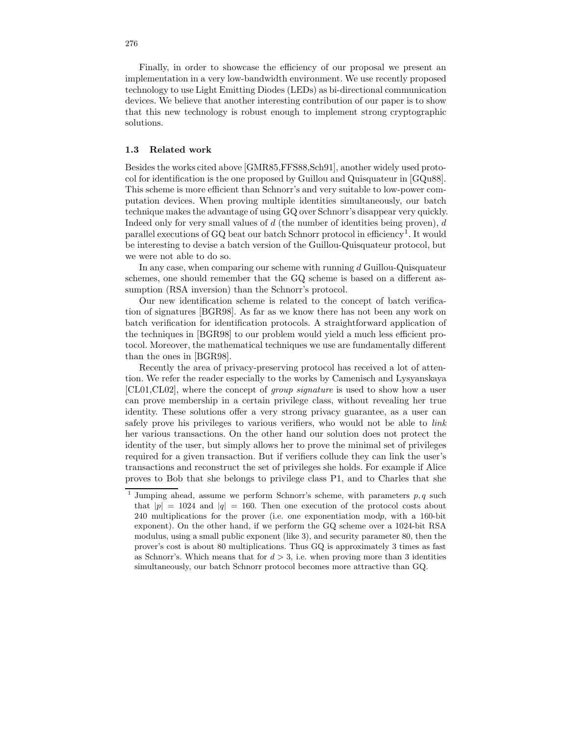Finally, in order to showcase the efficiency of our proposal we present an implementation in a very low-bandwidth environment. We use recently proposed technology to use Light Emitting Diodes (LEDs) as bi-directional communication devices. We believe that another interesting contribution of our paper is to show that this new technology is robust enough to implement strong cryptographic solutions.

### 1.3 Related work

Besides the works cited above [GMR85,FFS88,Sch91], another widely used protocol for identification is the one proposed by Guillou and Quisquateur in [GQu88]. This scheme is more efficient than Schnorr's and very suitable to low-power computation devices. When proving multiple identities simultaneously, our batch technique makes the advantage of using GQ over Schnorr's disappear very quickly. Indeed only for very small values of $d$ (the number of identities being proven), $d$ parallel executions of GQ beat our batch Schnorr protocol in efficiency[1]. It would be interesting to devise a batch version of the Guillou-Quisquateur protocol, but we were not able to do so.

In any case, when comparing our scheme with running $d$ Guillou-Quisquateur schemes, one should remember that the GQ scheme is based on a different assumption (RSA inversion) than the Schnorr's protocol.

Our new identification scheme is related to the concept of batch verification of signatures [BGR98]. As far as we know there has not been any work on batch verification for identification protocols. A straightforward application of the techniques in [BGR98] to our problem would yield a much less efficient protocol. Moreover, the mathematical techniques we use are fundamentally different than the ones in [BGR98].

Recently the area of privacy-preserving protocol has received a lot of attention. We refer the reader especially to the works by Camenisch and Lysyanskaya [CL01,CL02], where the concept of *group signature* is used to show how a user can prove membership in a certain privilege class, without revealing her true identity. These solutions offer a very strong privacy guarantee, as a user can safely prove his privileges to various verifiers, who would not be able to *link* her various transactions. On the other hand our solution does not protect the identity of the user, but simply allows her to prove the minimal set of privileges required for a given transaction. But if verifiers collude they can link the user's transactions and reconstruct the set of privileges she holds. For example if Alice proves to Bob that she belongs to privilege class P1, and to Charles that she

[1] Jumping ahead, assume we perform Schnorr's scheme, with parameters $p, q$ such that $|p| = 1024$ and $|q| = 160$. Then one execution of the protocol costs about 240 multiplications for the prover (i.e. one exponentiation mod$p$, with a 160-bit exponent). On the other hand, if we perform the GQ scheme over a 1024-bit RSA modulus, using a small public exponent (like 3), and security parameter 80, then the prover's cost is about 80 multiplications. Thus GQ is approximately 3 times as fast as Schnorr's. Which means that for $d > 3$, i.e. when proving more than 3 identities simultaneously, our batch Schnorr protocol becomes more attractive than GQ.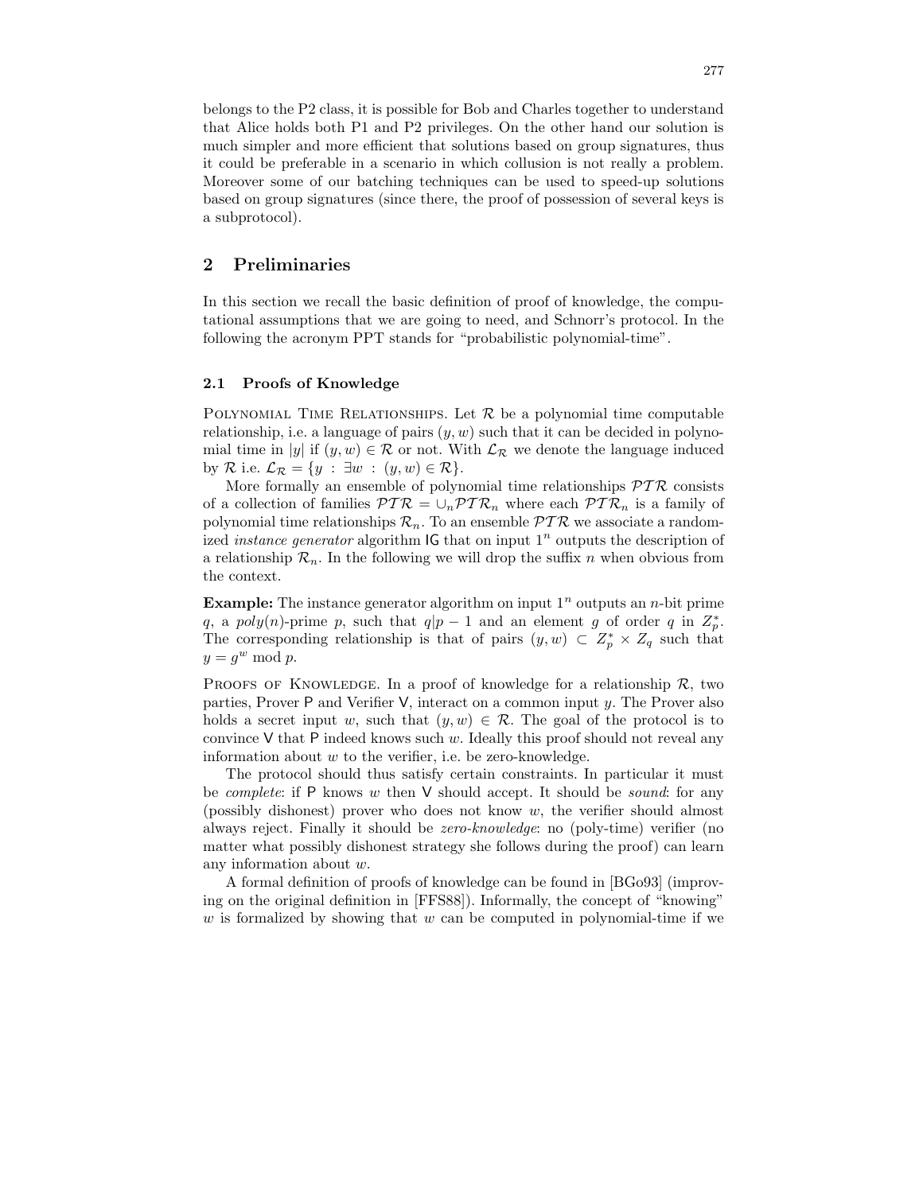belongs to the P2 class, it is possible for Bob and Charles together to understand that Alice holds both P1 and P2 privileges. On the other hand our solution is much simpler and more efficient that solutions based on group signatures, thus it could be preferable in a scenario in which collusion is not really a problem. Moreover some of our batching techniques can be used to speed-up solutions based on group signatures (since there, the proof of possession of several keys is a subprotocol).

## 2 Preliminaries

In this section we recall the basic definition of proof of knowledge, the computational assumptions that we are going to need, and Schnorr's protocol. In the following the acronym PPT stands for "probabilistic polynomial-time".

### 2.1 Proofs of Knowledge

Polynomial Time Relationships. Let $\mathcal{R}$ be a polynomial time computable relationship, i.e. a language of pairs $(y, w)$ such that it can be decided in polynomial time in $|y|$ if $(y, w) \in \mathcal{R}$ or not. With $\mathcal{L}_\mathcal{R}$ we denote the language induced by $\mathcal{R}$ i.e. $\mathcal{L}_\mathcal{R} = \{y \,:\, \exists w \,:\, (y, w) \in \mathcal{R}\}$.

More formally an ensemble of polynomial time relationships $\mathcal{PTR}$ consists of a collection of families $\mathcal{PTR} = \cup_n \mathcal{PTR}_n$ where each $\mathcal{PTR}_n$ is a family of polynomial time relationships $\mathcal{R}_n$. To an ensemble $\mathcal{PTR}$ we associate a randomized *instance generator* algorithm $\mathsf{IG}$ that on input $1^n$ outputs the description of a relationship $\mathcal{R}_n$. In the following we will drop the suffix $n$ when obvious from the context.

**Example:** The instance generator algorithm on input $1^n$ outputs an $n$-bit prime $q$, a $poly(n)$-prime $p$, such that $q|p-1$ and an element $g$ of order $q$ in $Z_p^*$. The corresponding relationship is that of pairs $(y, w) \subset Z_p^* \times Z_q$ such that $y = g^w \bmod p$.

Proofs of Knowledge. In a proof of knowledge for a relationship $\mathcal{R}$, two parties, Prover $\mathsf{P}$ and Verifier $\mathsf{V}$, interact on a common input $y$. The Prover also holds a secret input $w$, such that $(y, w) \in \mathcal{R}$. The goal of the protocol is to convince $\mathsf{V}$ that $\mathsf{P}$ indeed knows such $w$. Ideally this proof should not reveal any information about $w$ to the verifier, i.e. be zero-knowledge.

The protocol should thus satisfy certain constraints. In particular it must be *complete*: if $\mathsf{P}$ knows $w$ then $\mathsf{V}$ should accept. It should be *sound*: for any (possibly dishonest) prover who does not know $w$, the verifier should almost always reject. Finally it should be *zero-knowledge*: no (poly-time) verifier (no matter what possibly dishonest strategy she follows during the proof) can learn any information about $w$.

A formal definition of proofs of knowledge can be found in [BGo93] (improving on the original definition in [FFS88]). Informally, the concept of "knowing" $w$ is formalized by showing that $w$ can be computed in polynomial-time if we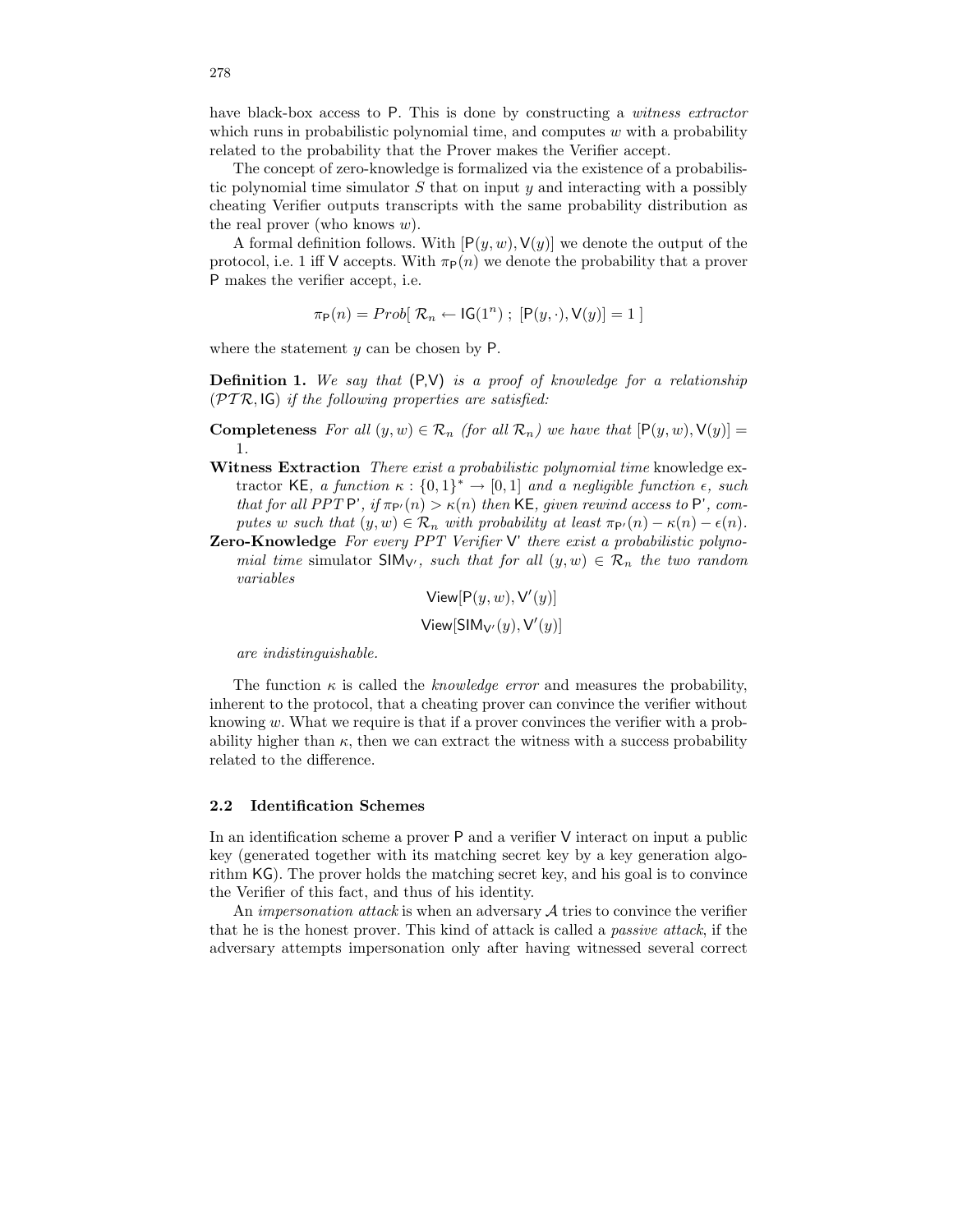have black-box access to P. This is done by constructing a *witness extractor* which runs in probabilistic polynomial time, and computes $w$ with a probability related to the probability that the Prover makes the Verifier accept.

The concept of zero-knowledge is formalized via the existence of a probabilistic polynomial time simulator $S$ that on input $y$ and interacting with a possibly cheating Verifier outputs transcripts with the same probability distribution as the real prover (who knows $w$).

A formal definition follows. With $[\mathsf{P}(y,w),\mathsf{V}(y)]$ we denote the output of the protocol, i.e. 1 iff V accepts. With $\pi_{\mathsf{P}}(n)$ we denote the probability that a prover P makes the verifier accept, i.e.

$$\pi_{\mathsf{P}}(n) = Prob[\ \mathcal{R}_n \leftarrow \mathsf{IG}(1^n)\ ;\ [\mathsf{P}(y,\cdot),\mathsf{V}(y)] = 1\ ]$$

where the statement $y$ can be chosen by P.

**Definition 1.** *We say that* (P,V) *is a proof of knowledge for a relationship* $(\mathcal{PTR}, \mathsf{IG})$ *if the following properties are satisfied:*

**Completeness** *For all* $(y,w) \in \mathcal{R}_n$ *(for all* $\mathcal{R}_n$*) we have that* $[\mathsf{P}(y,w),\mathsf{V}(y)] = 1$.

**Witness Extraction** *There exist a probabilistic polynomial time* knowledge extractor KE*, a function* $\kappa : \{0,1\}^* \rightarrow [0,1]$ *and a negligible function* $\epsilon$*, such that for all PPT* P'*, if* $\pi_{\mathsf{P}'}(n) > \kappa(n)$ *then* KE*, given rewind access to* P'*, computes* $w$ *such that* $(y,w) \in \mathcal{R}_n$ *with probability at least* $\pi_{\mathsf{P}'}(n) - \kappa(n) - \epsilon(n)$.

**Zero-Knowledge** *For every PPT Verifier* V' *there exist a probabilistic polynomial time* simulator $\mathsf{SIM}_{\mathsf{V}'}$*, such that for all* $(y,w) \in \mathcal{R}_n$ *the two random variables*

$$\mathsf{View}[\mathsf{P}(y,w),\mathsf{V}'(y)]$$

$$\mathsf{View}[\mathsf{SIM}_{\mathsf{V}'}(y),\mathsf{V}'(y)]$$

*are indistinguishable.*

The function $\kappa$ is called the *knowledge error* and measures the probability, inherent to the protocol, that a cheating prover can convince the verifier without knowing $w$. What we require is that if a prover convinces the verifier with a probability higher than $\kappa$, then we can extract the witness with a success probability related to the difference.

### 2.2 Identification Schemes

In an identification scheme a prover P and a verifier V interact on input a public key (generated together with its matching secret key by a key generation algorithm KG). The prover holds the matching secret key, and his goal is to convince the Verifier of this fact, and thus of his identity.

An *impersonation attack* is when an adversary $\mathcal{A}$ tries to convince the verifier that he is the honest prover. This kind of attack is called a *passive attack*, if the adversary attempts impersonation only after having witnessed several correct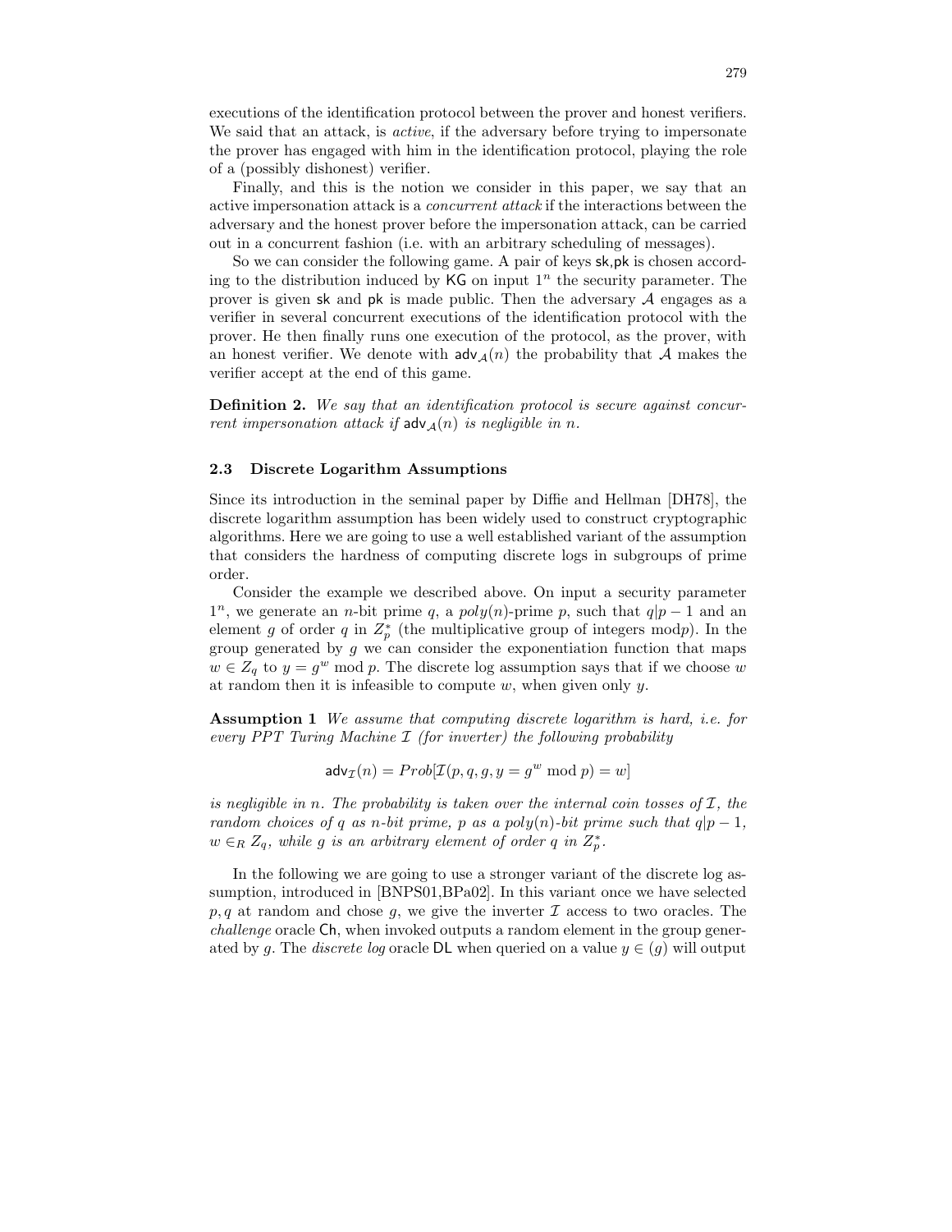executions of the identification protocol between the prover and honest verifiers. We said that an attack, is *active*, if the adversary before trying to impersonate the prover has engaged with him in the identification protocol, playing the role of a (possibly dishonest) verifier.

Finally, and this is the notion we consider in this paper, we say that an active impersonation attack is a *concurrent attack* if the interactions between the adversary and the honest prover before the impersonation attack, can be carried out in a concurrent fashion (i.e. with an arbitrary scheduling of messages).

So we can consider the following game. A pair of keys $\mathsf{sk}$,$\mathsf{pk}$ is chosen according to the distribution induced by $\mathsf{KG}$ on input $1^n$ the security parameter. The prover is given $\mathsf{sk}$ and $\mathsf{pk}$ is made public. Then the adversary $\mathcal{A}$ engages as a verifier in several concurrent executions of the identification protocol with the prover. He then finally runs one execution of the protocol, as the prover, with an honest verifier. We denote with $\mathsf{adv}_{\mathcal{A}}(n)$ the probability that $\mathcal{A}$ makes the verifier accept at the end of this game.

**Definition 2.** *We say that an identification protocol is secure against concurrent impersonation attack if* $\mathsf{adv}_{\mathcal{A}}(n)$ *is negligible in* $n$*.*

### 2.3 Discrete Logarithm Assumptions

Since its introduction in the seminal paper by Diffie and Hellman [DH78], the discrete logarithm assumption has been widely used to construct cryptographic algorithms. Here we are going to use a well established variant of the assumption that considers the hardness of computing discrete logs in subgroups of prime order.

Consider the example we described above. On input a security parameter $1^n$, we generate an $n$-bit prime $q$, a $poly(n)$-prime $p$, such that $q|p-1$ and an element $g$ of order $q$ in $Z_p^*$ (the multiplicative group of integers mod$p$). In the group generated by $g$ we can consider the exponentiation function that maps $w \in Z_q$ to $y = g^w \bmod p$. The discrete log assumption says that if we choose $w$ at random then it is infeasible to compute $w$, when given only $y$.

**Assumption 1** *We assume that computing discrete logarithm is hard, i.e. for every PPT Turing Machine* $\mathcal{I}$ *(for inverter) the following probability*

$$\mathsf{adv}_{\mathcal{I}}(n) = Prob[\mathcal{I}(p, q, g, y = g^w \bmod p) = w]$$

*is negligible in* $n$*. The probability is taken over the internal coin tosses of* $\mathcal{I}$*, the random choices of* $q$ *as* $n$*-bit prime,* $p$ *as a* $poly(n)$*-bit prime such that* $q|p-1$*,* $w \in_R Z_q$*, while* $g$ *is an arbitrary element of order* $q$ *in* $Z_p^*$*.*

In the following we are going to use a stronger variant of the discrete log assumption, introduced in [BNPS01,BPa02]. In this variant once we have selected $p, q$ at random and chose $g$, we give the inverter $\mathcal{I}$ access to two oracles. The *challenge* oracle $\mathsf{Ch}$, when invoked outputs a random element in the group generated by $g$. The *discrete log* oracle $\mathsf{DL}$ when queried on a value $y \in (g)$ will output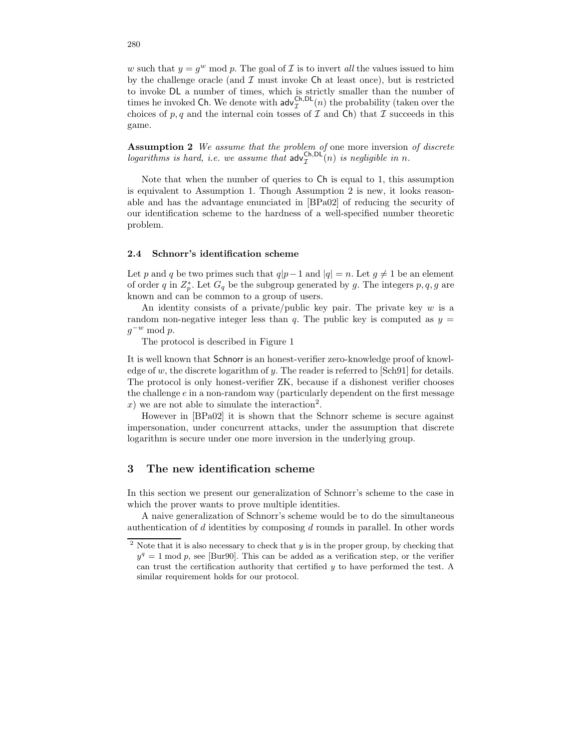$w$ such that $y = g^w \bmod p$. The goal of $\mathcal{I}$ is to invert *all* the values issued to him by the challenge oracle (and $\mathcal{I}$ must invoke $\mathsf{Ch}$ at least once), but is restricted to invoke $\mathsf{DL}$ a number of times, which is strictly smaller than the number of times he invoked $\mathsf{Ch}$. We denote with $\mathsf{adv}_{\mathcal{I}}^{\mathsf{Ch},\mathsf{DL}}(n)$ the probability (taken over the choices of $p, q$ and the internal coin tosses of $\mathcal{I}$ and $\mathsf{Ch}$) that $\mathcal{I}$ succeeds in this game.

**Assumption 2** *We assume that the problem of* one more inversion *of discrete logarithms is hard, i.e. we assume that* $\mathsf{adv}_{\mathcal{I}}^{\mathsf{Ch},\mathsf{DL}}(n)$ *is negligible in* $n$.

Note that when the number of queries to $\mathsf{Ch}$ is equal to 1, this assumption is equivalent to Assumption 1. Though Assumption 2 is new, it looks reasonable and has the advantage enunciated in [BPa02] of reducing the security of our identification scheme to the hardness of a well-specified number theoretic problem.

### 2.4 Schnorr's identification scheme

Let $p$ and $q$ be two primes such that $q|p-1$ and $|q| = n$. Let $g \neq 1$ be an element of order $q$ in $Z_p^*$. Let $G_q$ be the subgroup generated by $g$. The integers $p, q, g$ are known and can be common to a group of users.

An identity consists of a private/public key pair. The private key $w$ is a random non-negative integer less than $q$. The public key is computed as $y = g^{-w} \bmod p$.

The protocol is described in Figure 1

It is well known that $\mathsf{Schnorr}$ is an honest-verifier zero-knowledge proof of knowledge of $w$, the discrete logarithm of $y$. The reader is referred to [Sch91] for details. The protocol is only honest-verifier ZK, because if a dishonest verifier chooses the challenge $e$ in a non-random way (particularly dependent on the first message $x$) we are not able to simulate the interaction[2].

However in [BPa02] it is shown that the Schnorr scheme is secure against impersonation, under concurrent attacks, under the assumption that discrete logarithm is secure under one more inversion in the underlying group.

## 3 The new identification scheme

In this section we present our generalization of Schnorr's scheme to the case in which the prover wants to prove multiple identities.

A naive generalization of Schnorr's scheme would be to do the simultaneous authentication of $d$ identities by composing $d$ rounds in parallel. In other words

[2] Note that it is also necessary to check that $y$ is in the proper group, by checking that $y^q = 1 \bmod p$, see [Bur90]. This can be added as a verification step, or the verifier can trust the certification authority that certified $y$ to have performed the test. A similar requirement holds for our protocol.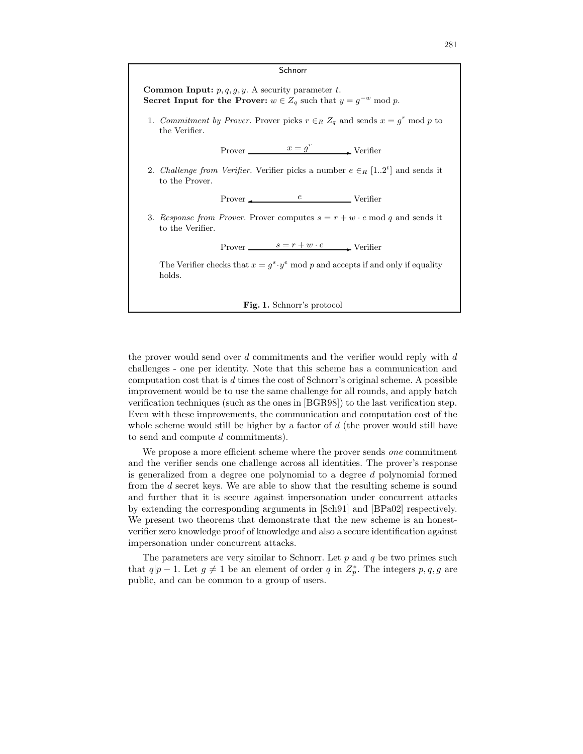Schnorr

**Common Input:** $p, q, g, y$. A security parameter $t$.
**Secret Input for the Prover:** $w \in Z_q$ such that $y = g^{-w} \bmod p$.

1. *Commitment by Prover.* Prover picks $r \in_R Z_q$ and sends $x = g^r \bmod p$ to the Verifier.

   $$\text{Prover} \xrightarrow{\quad x = g^r \quad} \text{Verifier}$$

2. *Challenge from Verifier.* Verifier picks a number $e \in_R [1..2^t]$ and sends it to the Prover.

   $$\text{Prover} \xleftarrow{\quad e \quad} \text{Verifier}$$

3. *Response from Prover.* Prover computes $s = r + w \cdot e \bmod q$ and sends it to the Verifier.

   $$\text{Prover} \xrightarrow{\quad s = r + w \cdot e \quad} \text{Verifier}$$

   The Verifier checks that $x = g^s \cdot y^e \bmod p$ and accepts if and only if equality holds.

**Fig. 1.** Schnorr's protocol

the prover would send over $d$ commitments and the verifier would reply with $d$ challenges - one per identity. Note that this scheme has a communication and computation cost that is $d$ times the cost of Schnorr's original scheme. A possible improvement would be to use the same challenge for all rounds, and apply batch verification techniques (such as the ones in [BGR98]) to the last verification step. Even with these improvements, the communication and computation cost of the whole scheme would still be higher by a factor of $d$ (the prover would still have to send and compute $d$ commitments).

We propose a more efficient scheme where the prover sends *one* commitment and the verifier sends one challenge across all identities. The prover's response is generalized from a degree one polynomial to a degree $d$ polynomial formed from the $d$ secret keys. We are able to show that the resulting scheme is sound and further that it is secure against impersonation under concurrent attacks by extending the corresponding arguments in [Sch91] and [BPa02] respectively. We present two theorems that demonstrate that the new scheme is an honest-verifier zero knowledge proof of knowledge and also a secure identification against impersonation under concurrent attacks.

The parameters are very similar to Schnorr. Let $p$ and $q$ be two primes such that $q | p - 1$. Let $g \neq 1$ be an element of order $q$ in $Z_p^*$. The integers $p, q, g$ are public, and can be common to a group of users.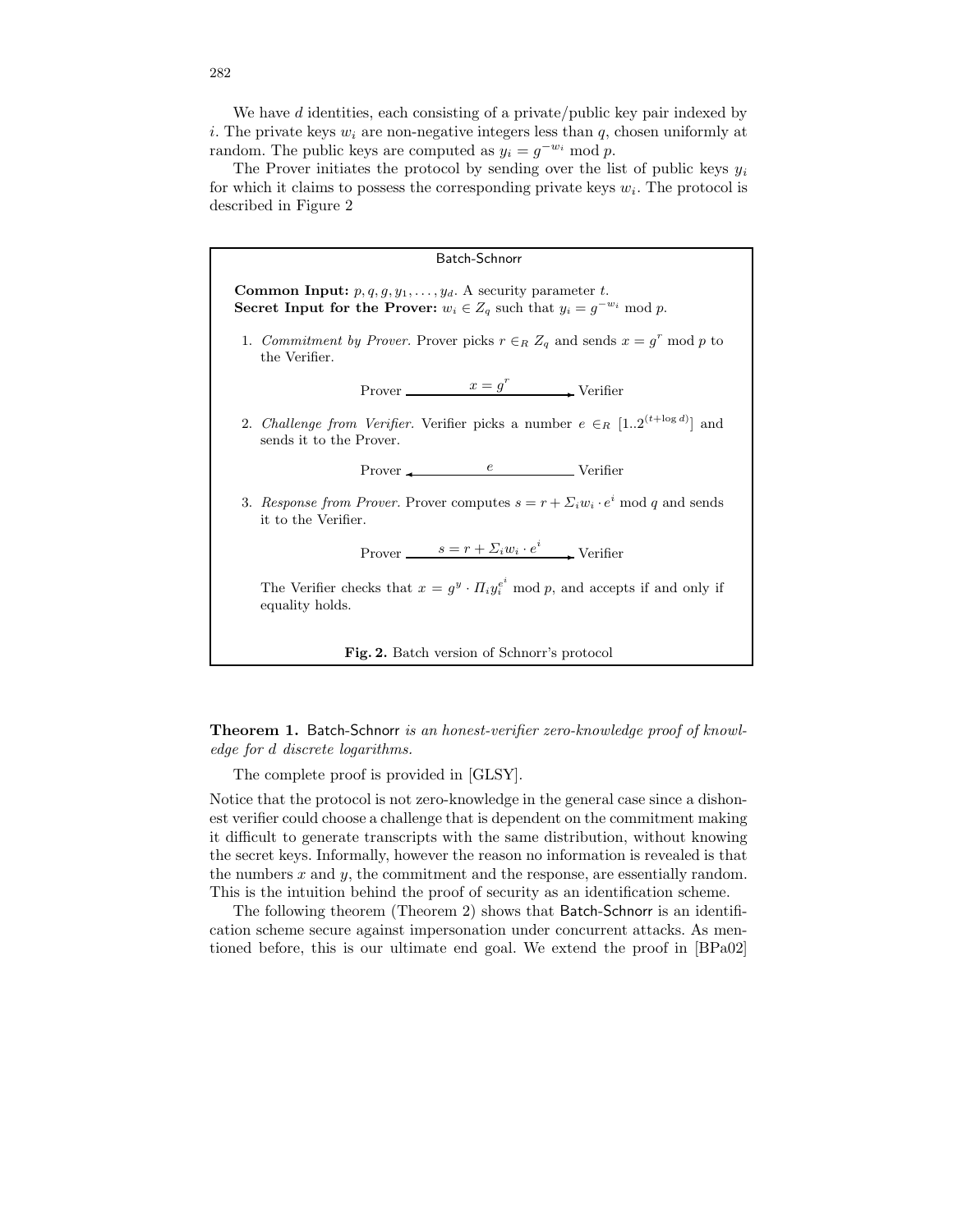We have $d$ identities, each consisting of a private/public key pair indexed by $i$. The private keys $w_i$ are non-negative integers less than $q$, chosen uniformly at random. The public keys are computed as $y_i = g^{-w_i} \bmod p$.

The Prover initiates the protocol by sending over the list of public keys $y_i$ for which it claims to possess the corresponding private keys $w_i$. The protocol is described in Figure 2

---

Batch-Schnorr

**Common Input:** $p, q, g, y_1, \ldots, y_d$. A security parameter $t$.
**Secret Input for the Prover:** $w_i \in Z_q$ such that $y_i = g^{-w_i} \bmod p$.

1. *Commitment by Prover.* Prover picks $r \in_R Z_q$ and sends $x = g^r \bmod p$ to the Verifier.

   $$\text{Prover} \xrightarrow{\quad x = g^r \quad} \text{Verifier}$$

2. *Challenge from Verifier.* Verifier picks a number $e \in_R [1..2^{(t+\log d)}]$ and sends it to the Prover.

   $$\text{Prover} \xleftarrow{\quad e \quad} \text{Verifier}$$

3. *Response from Prover.* Prover computes $s = r + \Sigma_i w_i \cdot e^i \bmod q$ and sends it to the Verifier.

   $$\text{Prover} \xrightarrow{\quad s = r + \Sigma_i w_i \cdot e^i \quad} \text{Verifier}$$

   The Verifier checks that $x = g^y \cdot \Pi_i y_i^{e^i} \bmod p$, and accepts if and only if equality holds.

**Fig. 2.** Batch version of Schnorr's protocol

---

**Theorem 1.** *Batch-Schnorr is an honest-verifier zero-knowledge proof of knowledge for $d$ discrete logarithms.*

The complete proof is provided in [GLSY].

Notice that the protocol is not zero-knowledge in the general case since a dishonest verifier could choose a challenge that is dependent on the commitment making it difficult to generate transcripts with the same distribution, without knowing the secret keys. Informally, however the reason no information is revealed is that the numbers $x$ and $y$, the commitment and the response, are essentially random. This is the intuition behind the proof of security as an identification scheme.

The following theorem (Theorem 2) shows that Batch-Schnorr is an identification scheme secure against impersonation under concurrent attacks. As mentioned before, this is our ultimate end goal. We extend the proof in [BPa02]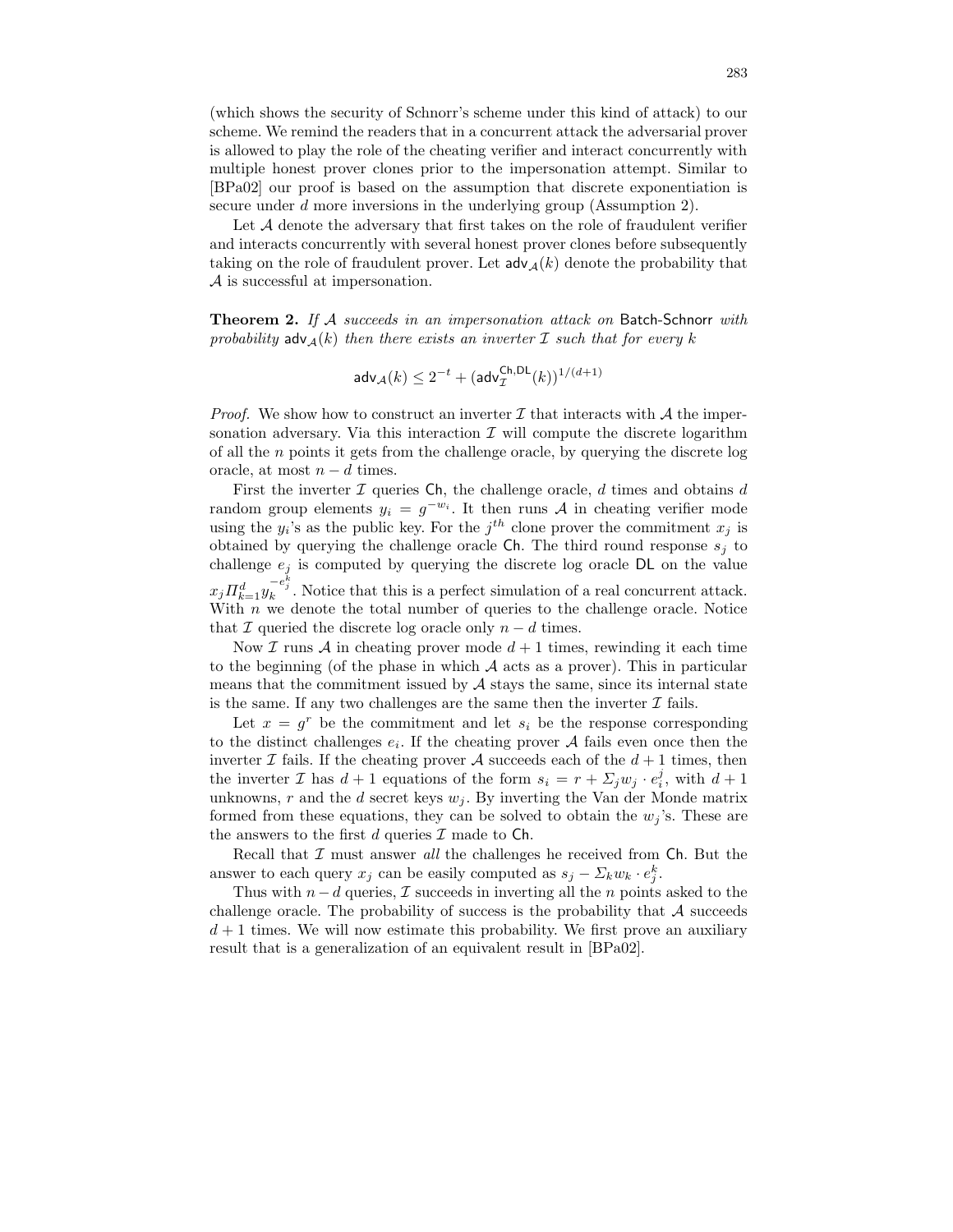(which shows the security of Schnorr's scheme under this kind of attack) to our scheme. We remind the readers that in a concurrent attack the adversarial prover is allowed to play the role of the cheating verifier and interact concurrently with multiple honest prover clones prior to the impersonation attempt. Similar to [BPa02] our proof is based on the assumption that discrete exponentiation is secure under $d$ more inversions in the underlying group (Assumption 2).

Let $\mathcal{A}$ denote the adversary that first takes on the role of fraudulent verifier and interacts concurrently with several honest prover clones before subsequently taking on the role of fraudulent prover. Let $\mathsf{adv}_{\mathcal{A}}(k)$ denote the probability that $\mathcal{A}$ is successful at impersonation.

**Theorem 2.** *If $\mathcal{A}$ succeeds in an impersonation attack on* Batch-Schnorr *with probability $\mathsf{adv}_{\mathcal{A}}(k)$ then there exists an inverter $\mathcal{I}$ such that for every $k$*

$$\mathsf{adv}_{\mathcal{A}}(k) \leq 2^{-t} + (\mathsf{adv}_{\mathcal{I}}^{\mathsf{Ch},\mathsf{DL}}(k))^{1/(d+1)}$$

*Proof.* We show how to construct an inverter $\mathcal{I}$ that interacts with $\mathcal{A}$ the impersonation adversary. Via this interaction $\mathcal{I}$ will compute the discrete logarithm of all the $n$ points it gets from the challenge oracle, by querying the discrete log oracle, at most $n-d$ times.

First the inverter $\mathcal{I}$ queries $\mathsf{Ch}$, the challenge oracle, $d$ times and obtains $d$ random group elements $y_i = g^{-w_i}$. It then runs $\mathcal{A}$ in cheating verifier mode using the $y_i$'s as the public key. For the $j^{th}$ clone prover the commitment $x_j$ is obtained by querying the challenge oracle $\mathsf{Ch}$. The third round response $s_j$ to challenge $e_j$ is computed by querying the discrete log oracle $\mathsf{DL}$ on the value $x_j \Pi_{k=1}^{d} y_k^{-e_j^k}$. Notice that this is a perfect simulation of a real concurrent attack. With $n$ we denote the total number of queries to the challenge oracle. Notice that $\mathcal{I}$ queried the discrete log oracle only $n-d$ times.

Now $\mathcal{I}$ runs $\mathcal{A}$ in cheating prover mode $d+1$ times, rewinding it each time to the beginning (of the phase in which $\mathcal{A}$ acts as a prover). This in particular means that the commitment issued by $\mathcal{A}$ stays the same, since its internal state is the same. If any two challenges are the same then the inverter $\mathcal{I}$ fails.

Let $x = g^r$ be the commitment and let $s_i$ be the response corresponding to the distinct challenges $e_i$. If the cheating prover $\mathcal{A}$ fails even once then the inverter $\mathcal{I}$ fails. If the cheating prover $\mathcal{A}$ succeeds each of the $d+1$ times, then the inverter $\mathcal{I}$ has $d+1$ equations of the form $s_i = r + \Sigma_j w_j \cdot e_i^j$, with $d+1$ unknowns, $r$ and the $d$ secret keys $w_j$. By inverting the Van der Monde matrix formed from these equations, they can be solved to obtain the $w_j$'s. These are the answers to the first $d$ queries $\mathcal{I}$ made to $\mathsf{Ch}$.

Recall that $\mathcal{I}$ must answer *all* the challenges he received from $\mathsf{Ch}$. But the answer to each query $x_j$ can be easily computed as $s_j - \Sigma_k w_k \cdot e_j^k$.

Thus with $n-d$ queries, $\mathcal{I}$ succeeds in inverting all the $n$ points asked to the challenge oracle. The probability of success is the probability that $\mathcal{A}$ succeeds $d+1$ times. We will now estimate this probability. We first prove an auxiliary result that is a generalization of an equivalent result in [BPa02].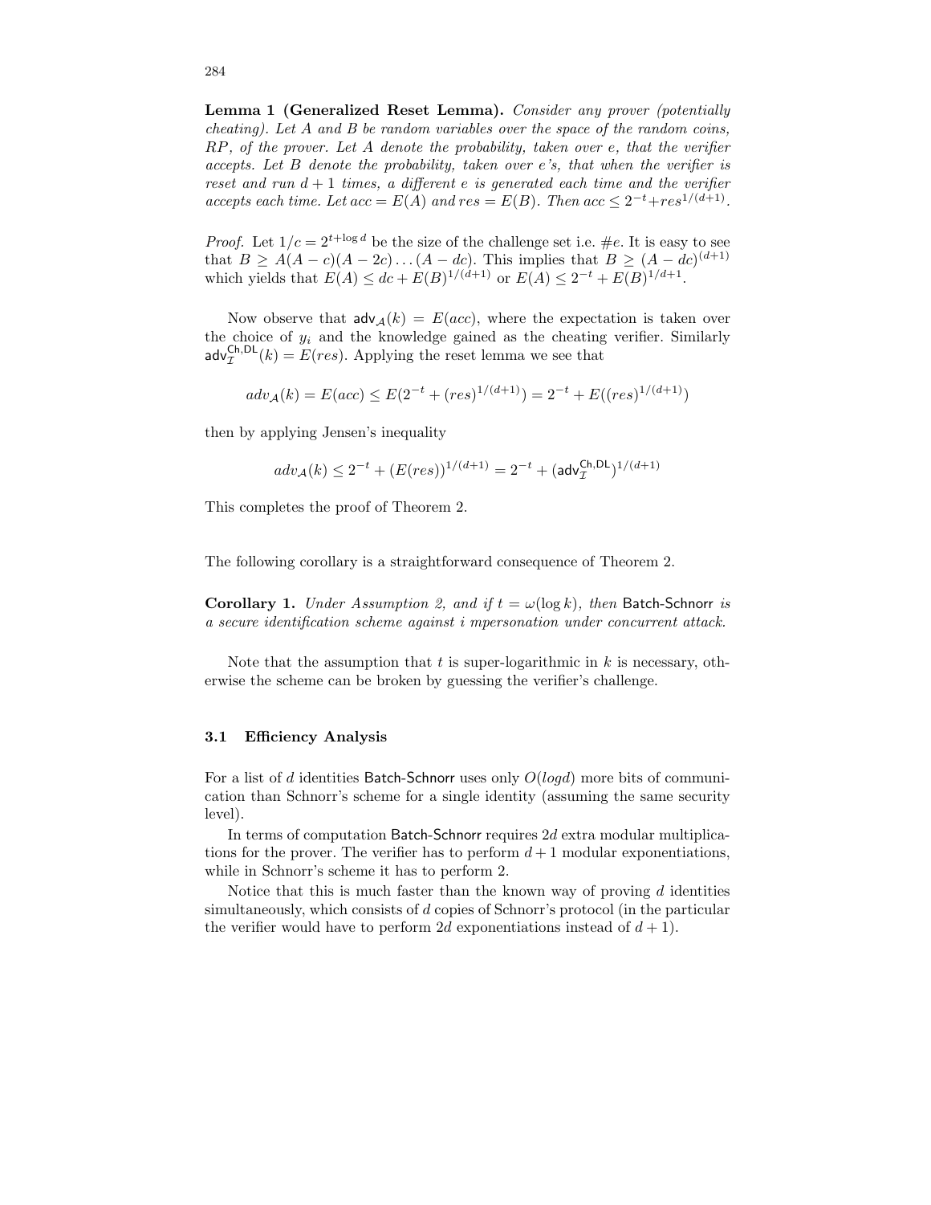**Lemma 1 (Generalized Reset Lemma).** *Consider any prover (potentially cheating). Let $A$ and $B$ be random variables over the space of the random coins, $RP$, of the prover. Let $A$ denote the probability, taken over $e$, that the verifier accepts. Let $B$ denote the probability, taken over $e$'s, that when the verifier is reset and run $d+1$ times, a different $e$ is generated each time and the verifier accepts each time. Let $acc = E(A)$ and $res = E(B)$. Then $acc \leq 2^{-t} + res^{1/(d+1)}$.*

*Proof.* Let $1/c = 2^{t+\log d}$ be the size of the challenge set i.e. $\#e$. It is easy to see that $B \geq A(A-c)(A-2c)\dots(A-dc)$. This implies that $B \geq (A-dc)^{(d+1)}$ which yields that $E(A) \leq dc + E(B)^{1/(d+1)}$ or $E(A) \leq 2^{-t} + E(B)^{1/d+1}$.

Now observe that $\mathsf{adv}_{\mathcal{A}}(k) = E(acc)$, where the expectation is taken over the choice of $y_i$ and the knowledge gained as the cheating verifier. Similarly $\mathsf{adv}_{\mathcal{I}}^{\mathsf{Ch,DL}}(k) = E(res)$. Applying the reset lemma we see that

$$adv_{\mathcal{A}}(k) = E(acc) \leq E(2^{-t} + (res)^{1/(d+1)}) = 2^{-t} + E((res)^{1/(d+1)})$$

then by applying Jensen's inequality

$$adv_{\mathcal{A}}(k) \leq 2^{-t} + (E(res))^{1/(d+1)} = 2^{-t} + (\mathsf{adv}_{\mathcal{I}}^{\mathsf{Ch,DL}})^{1/(d+1)}$$

This completes the proof of Theorem 2.

The following corollary is a straightforward consequence of Theorem 2.

**Corollary 1.** *Under Assumption 2, and if $t = \omega(\log k)$, then* Batch-Schnorr *is a secure identification scheme against i mpersonation under concurrent attack.*

Note that the assumption that $t$ is super-logarithmic in $k$ is necessary, otherwise the scheme can be broken by guessing the verifier's challenge.

### 3.1 Efficiency Analysis

For a list of $d$ identities Batch-Schnorr uses only $O(logd)$ more bits of communication than Schnorr's scheme for a single identity (assuming the same security level).

In terms of computation Batch-Schnorr requires $2d$ extra modular multiplications for the prover. The verifier has to perform $d+1$ modular exponentiations, while in Schnorr's scheme it has to perform 2.

Notice that this is much faster than the known way of proving $d$ identities simultaneously, which consists of $d$ copies of Schnorr's protocol (in the particular the verifier would have to perform $2d$ exponentiations instead of $d+1$).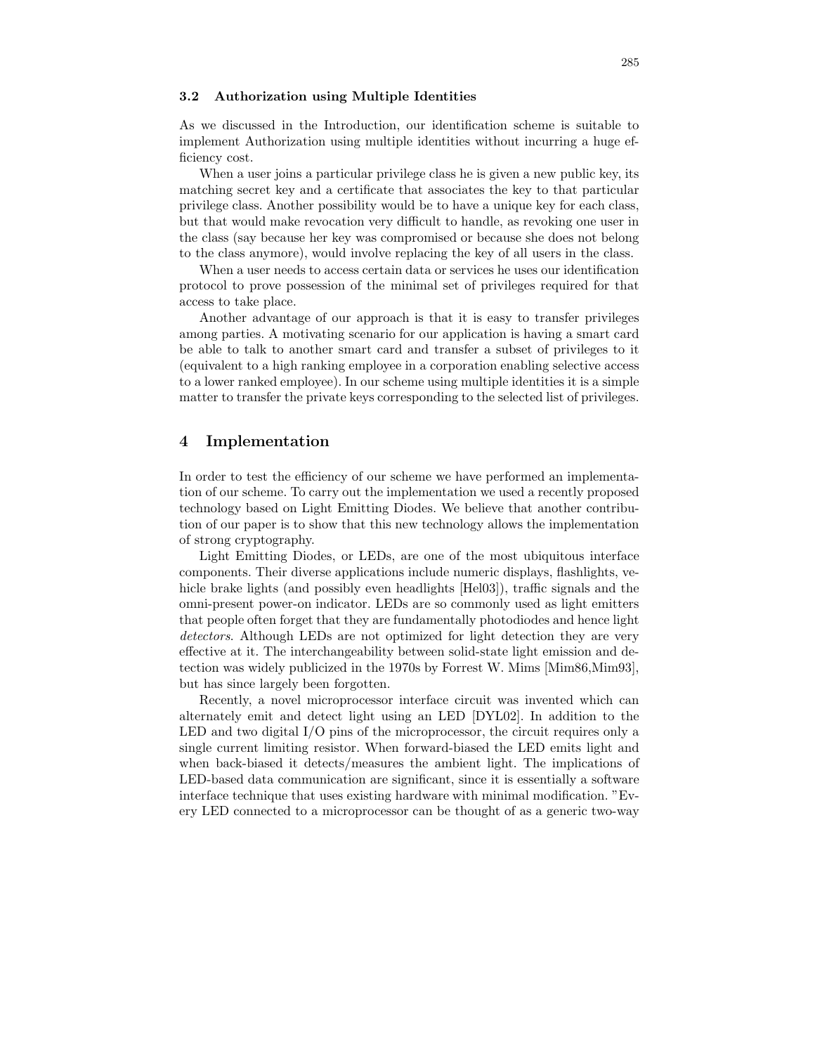### 3.2 Authorization using Multiple Identities

As we discussed in the Introduction, our identification scheme is suitable to implement Authorization using multiple identities without incurring a huge efficiency cost.

When a user joins a particular privilege class he is given a new public key, its matching secret key and a certificate that associates the key to that particular privilege class. Another possibility would be to have a unique key for each class, but that would make revocation very difficult to handle, as revoking one user in the class (say because her key was compromised or because she does not belong to the class anymore), would involve replacing the key of all users in the class.

When a user needs to access certain data or services he uses our identification protocol to prove possession of the minimal set of privileges required for that access to take place.

Another advantage of our approach is that it is easy to transfer privileges among parties. A motivating scenario for our application is having a smart card be able to talk to another smart card and transfer a subset of privileges to it (equivalent to a high ranking employee in a corporation enabling selective access to a lower ranked employee). In our scheme using multiple identities it is a simple matter to transfer the private keys corresponding to the selected list of privileges.

## 4 Implementation

In order to test the efficiency of our scheme we have performed an implementation of our scheme. To carry out the implementation we used a recently proposed technology based on Light Emitting Diodes. We believe that another contribution of our paper is to show that this new technology allows the implementation of strong cryptography.

Light Emitting Diodes, or LEDs, are one of the most ubiquitous interface components. Their diverse applications include numeric displays, flashlights, vehicle brake lights (and possibly even headlights [Hel03]), traffic signals and the omni-present power-on indicator. LEDs are so commonly used as light emitters that people often forget that they are fundamentally photodiodes and hence light *detectors*. Although LEDs are not optimized for light detection they are very effective at it. The interchangeability between solid-state light emission and detection was widely publicized in the 1970s by Forrest W. Mims [Mim86,Mim93], but has since largely been forgotten.

Recently, a novel microprocessor interface circuit was invented which can alternately emit and detect light using an LED [DYL02]. In addition to the LED and two digital I/O pins of the microprocessor, the circuit requires only a single current limiting resistor. When forward-biased the LED emits light and when back-biased it detects/measures the ambient light. The implications of LED-based data communication are significant, since it is essentially a software interface technique that uses existing hardware with minimal modification. "Every LED connected to a microprocessor can be thought of as a generic two-way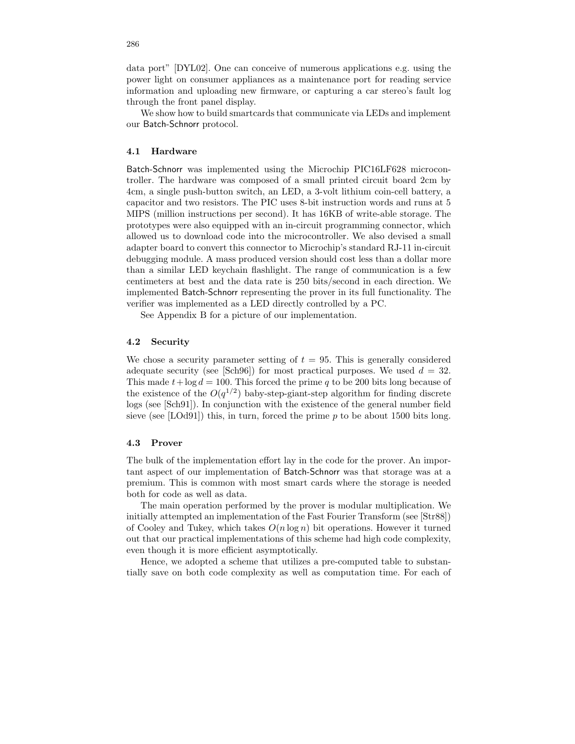data port" [DYL02]. One can conceive of numerous applications e.g. using the power light on consumer appliances as a maintenance port for reading service information and uploading new firmware, or capturing a car stereo's fault log through the front panel display.

We show how to build smartcards that communicate via LEDs and implement our Batch-Schnorr protocol.

### 4.1 Hardware

Batch-Schnorr was implemented using the Microchip PIC16LF628 microcontroller. The hardware was composed of a small printed circuit board 2cm by 4cm, a single push-button switch, an LED, a 3-volt lithium coin-cell battery, a capacitor and two resistors. The PIC uses 8-bit instruction words and runs at 5 MIPS (million instructions per second). It has 16KB of write-able storage. The prototypes were also equipped with an in-circuit programming connector, which allowed us to download code into the microcontroller. We also devised a small adapter board to convert this connector to Microchip's standard RJ-11 in-circuit debugging module. A mass produced version should cost less than a dollar more than a similar LED keychain flashlight. The range of communication is a few centimeters at best and the data rate is 250 bits/second in each direction. We implemented Batch-Schnorr representing the prover in its full functionality. The verifier was implemented as a LED directly controlled by a PC.

See Appendix B for a picture of our implementation.

### 4.2 Security

We chose a security parameter setting of $t = 95$. This is generally considered adequate security (see [Sch96]) for most practical purposes. We used $d = 32$. This made $t + \log d = 100$. This forced the prime $q$ to be 200 bits long because of the existence of the $O(q^{1/2})$ baby-step-giant-step algorithm for finding discrete logs (see [Sch91]). In conjunction with the existence of the general number field sieve (see [LOd91]) this, in turn, forced the prime $p$ to be about 1500 bits long.

### 4.3 Prover

The bulk of the implementation effort lay in the code for the prover. An important aspect of our implementation of Batch-Schnorr was that storage was at a premium. This is common with most smart cards where the storage is needed both for code as well as data.

The main operation performed by the prover is modular multiplication. We initially attempted an implementation of the Fast Fourier Transform (see [Str88]) of Cooley and Tukey, which takes $O(n \log n)$ bit operations. However it turned out that our practical implementations of this scheme had high code complexity, even though it is more efficient asymptotically.

Hence, we adopted a scheme that utilizes a pre-computed table to substantially save on both code complexity as well as computation time. For each of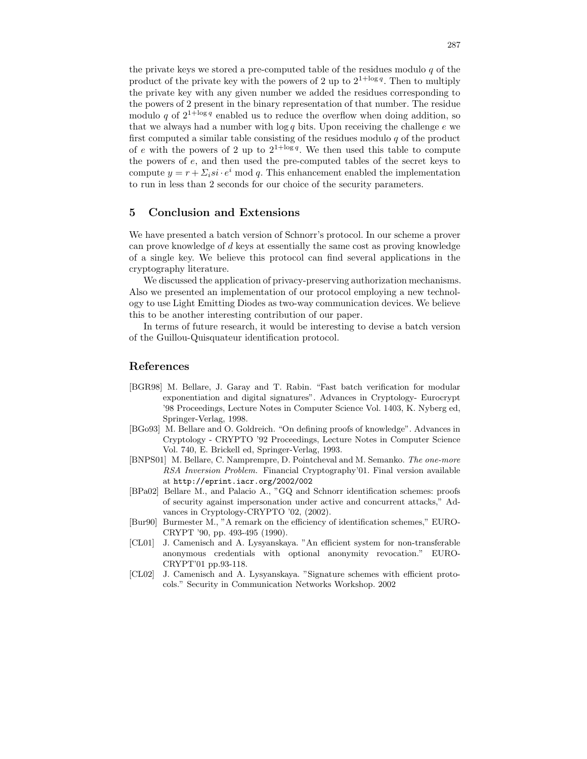the private keys we stored a pre-computed table of the residues modulo $q$ of the product of the private key with the powers of 2 up to $2^{1+\log q}$. Then to multiply the private key with any given number we added the residues corresponding to the powers of 2 present in the binary representation of that number. The residue modulo $q$ of $2^{1+\log q}$ enabled us to reduce the overflow when doing addition, so that we always had a number with $\log q$ bits. Upon receiving the challenge $e$ we first computed a similar table consisting of the residues modulo $q$ of the product of $e$ with the powers of 2 up to $2^{1+\log q}$. We then used this table to compute the powers of $e$, and then used the pre-computed tables of the secret keys to compute $y = r + \Sigma_i si \cdot e^i \bmod q$. This enhancement enabled the implementation to run in less than 2 seconds for our choice of the security parameters.

## 5 Conclusion and Extensions

We have presented a batch version of Schnorr's protocol. In our scheme a prover can prove knowledge of $d$ keys at essentially the same cost as proving knowledge of a single key. We believe this protocol can find several applications in the cryptography literature.

We discussed the application of privacy-preserving authorization mechanisms. Also we presented an implementation of our protocol employing a new technology to use Light Emitting Diodes as two-way communication devices. We believe this to be another interesting contribution of our paper.

In terms of future research, it would be interesting to devise a batch version of the Guillou-Quisquateur identification protocol.

## References

[BGR98] M. Bellare, J. Garay and T. Rabin. "Fast batch verification for modular exponentiation and digital signatures". Advances in Cryptology- Eurocrypt '98 Proceedings, Lecture Notes in Computer Science Vol. 1403, K. Nyberg ed, Springer-Verlag, 1998.

[BGo93] M. Bellare and O. Goldreich. "On defining proofs of knowledge". Advances in Cryptology - CRYPTO '92 Proceedings, Lecture Notes in Computer Science Vol. 740, E. Brickell ed, Springer-Verlag, 1993.

[BNPS01] M. Bellare, C. Namprempre, D. Pointcheval and M. Semanko. *The one-more RSA Inversion Problem.* Financial Cryptography'01. Final version available at http://eprint.iacr.org/2002/002

[BPa02] Bellare M., and Palacio A., "GQ and Schnorr identification schemes: proofs of security against impersonation under active and concurrent attacks," Advances in Cryptology-CRYPTO '02, (2002).

[Bur90] Burmester M., "A remark on the efficiency of identification schemes," EUROCRYPT '90, pp. 493-495 (1990).

[CL01] J. Camenisch and A. Lysyanskaya. "An efficient system for non-transferable anonymous credentials with optional anonymity revocation." EUROCRYPT'01 pp.93-118.

[CL02] J. Camenisch and A. Lysyanskaya. "Signature schemes with efficient protocols." Security in Communication Networks Workshop. 2002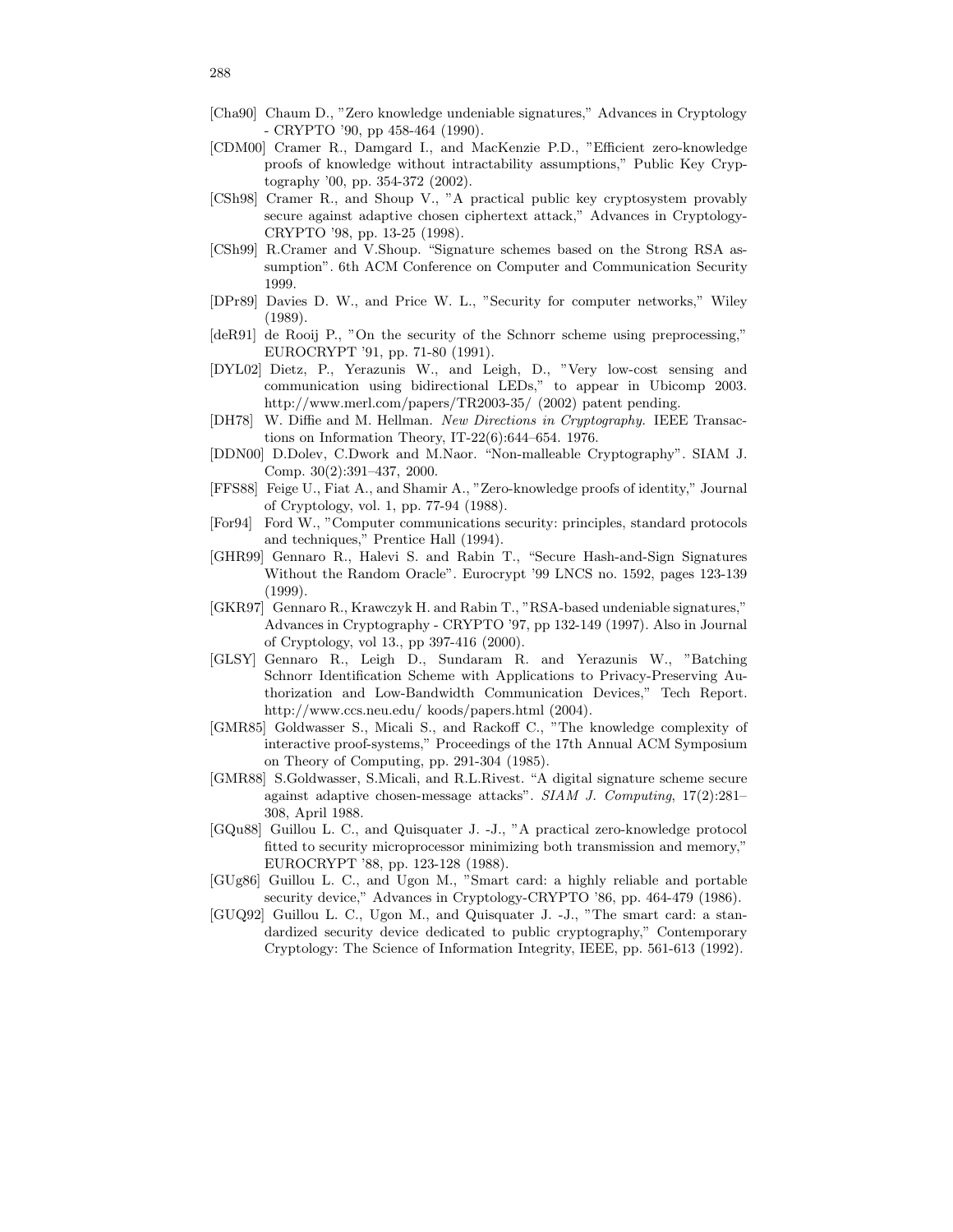[Cha90] Chaum D., "Zero knowledge undeniable signatures," Advances in Cryptology - CRYPTO '90, pp 458-464 (1990).

[CDM00] Cramer R., Damgard I., and MacKenzie P.D., "Efficient zero-knowledge proofs of knowledge without intractability assumptions," Public Key Cryptography '00, pp. 354-372 (2002).

[CSh98] Cramer R., and Shoup V., "A practical public key cryptosystem provably secure against adaptive chosen ciphertext attack," Advances in Cryptology-CRYPTO '98, pp. 13-25 (1998).

[CSh99] R.Cramer and V.Shoup. "Signature schemes based on the Strong RSA assumption". 6th ACM Conference on Computer and Communication Security 1999.

[DPr89] Davies D. W., and Price W. L., "Security for computer networks," Wiley (1989).

[deR91] de Rooij P., "On the security of the Schnorr scheme using preprocessing," EUROCRYPT '91, pp. 71-80 (1991).

[DYL02] Dietz, P., Yerazunis W., and Leigh, D., "Very low-cost sensing and communication using bidirectional LEDs," to appear in Ubicomp 2003. http://www.merl.com/papers/TR2003-35/ (2002) patent pending.

[DH78] W. Diffie and M. Hellman. *New Directions in Cryptography.* IEEE Transactions on Information Theory, IT-22(6):644–654. 1976.

[DDN00] D.Dolev, C.Dwork and M.Naor. "Non-malleable Cryptography". SIAM J. Comp. 30(2):391–437, 2000.

[FFS88] Feige U., Fiat A., and Shamir A., "Zero-knowledge proofs of identity," Journal of Cryptology, vol. 1, pp. 77-94 (1988).

[For94] Ford W., "Computer communications security: principles, standard protocols and techniques," Prentice Hall (1994).

[GHR99] Gennaro R., Halevi S. and Rabin T., "Secure Hash-and-Sign Signatures Without the Random Oracle". Eurocrypt '99 LNCS no. 1592, pages 123-139 (1999).

[GKR97] Gennaro R., Krawczyk H. and Rabin T., "RSA-based undeniable signatures," Advances in Cryptography - CRYPTO '97, pp 132-149 (1997). Also in Journal of Cryptology, vol 13., pp 397-416 (2000).

[GLSY] Gennaro R., Leigh D., Sundaram R. and Yerazunis W., "Batching Schnorr Identification Scheme with Applications to Privacy-Preserving Authorization and Low-Bandwidth Communication Devices," Tech Report. http://www.ccs.neu.edu/ koods/papers.html (2004).

[GMR85] Goldwasser S., Micali S., and Rackoff C., "The knowledge complexity of interactive proof-systems," Proceedings of the 17th Annual ACM Symposium on Theory of Computing, pp. 291-304 (1985).

[GMR88] S.Goldwasser, S.Micali, and R.L.Rivest. "A digital signature scheme secure against adaptive chosen-message attacks". *SIAM J. Computing*, 17(2):281–308, April 1988.

[GQu88] Guillou L. C., and Quisquater J. -J., "A practical zero-knowledge protocol fitted to security microprocessor minimizing both transmission and memory," EUROCRYPT '88, pp. 123-128 (1988).

[GUg86] Guillou L. C., and Ugon M., "Smart card: a highly reliable and portable security device," Advances in Cryptology-CRYPTO '86, pp. 464-479 (1986).

[GUQ92] Guillou L. C., Ugon M., and Quisquater J. -J., "The smart card: a standardized security device dedicated to public cryptography," Contemporary Cryptology: The Science of Information Integrity, IEEE, pp. 561-613 (1992).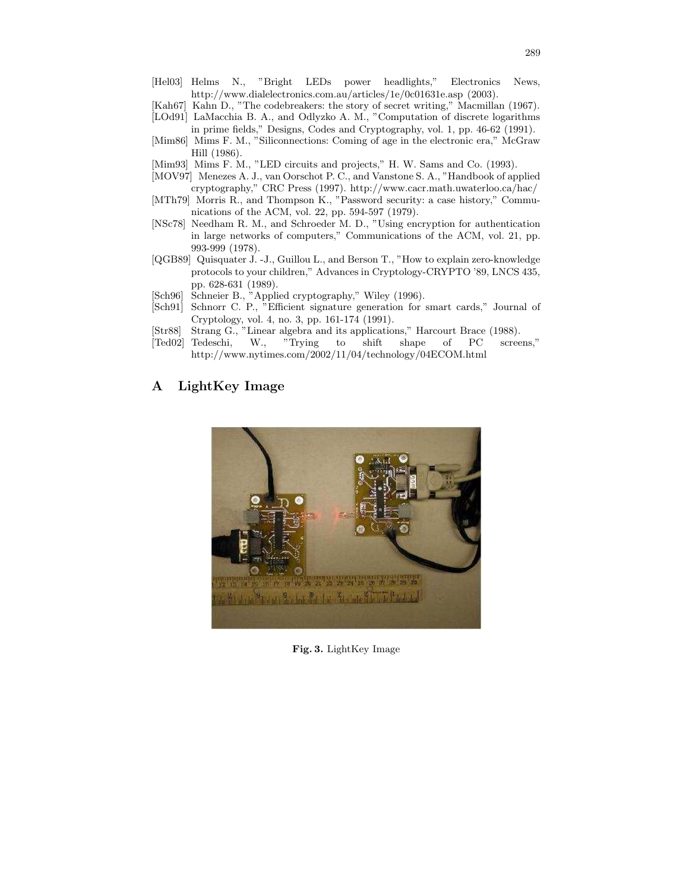[Hel03] Helms N., "Bright LEDs power headlights," Electronics News, http://www.dialelectronics.com.au/articles/1e/0c01631e.asp (2003).

[Kah67] Kahn D., "The codebreakers: the story of secret writing," Macmillan (1967).

[LOd91] LaMacchia B. A., and Odlyzko A. M., "Computation of discrete logarithms in prime fields," Designs, Codes and Cryptography, vol. 1, pp. 46-62 (1991).

[Mim86] Mims F. M., "Siliconnections: Coming of age in the electronic era," McGraw Hill (1986).

[Mim93] Mims F. M., "LED circuits and projects," H. W. Sams and Co. (1993).

[MOV97] Menezes A. J., van Oorschot P. C., and Vanstone S. A., "Handbook of applied cryptography," CRC Press (1997). http://www.cacr.math.uwaterloo.ca/hac/

[MTh79] Morris R., and Thompson K., "Password security: a case history," Communications of the ACM, vol. 22, pp. 594-597 (1979).

[NSc78] Needham R. M., and Schroeder M. D., "Using encryption for authentication in large networks of computers," Communications of the ACM, vol. 21, pp. 993-999 (1978).

[QGB89] Quisquater J. -J., Guillou L., and Berson T., "How to explain zero-knowledge protocols to your children," Advances in Cryptology-CRYPTO '89, LNCS 435, pp. 628-631 (1989).

[Sch96] Schneier B., "Applied cryptography," Wiley (1996).

[Sch91] Schnorr C. P., "Efficient signature generation for smart cards," Journal of Cryptology, vol. 4, no. 3, pp. 161-174 (1991).

[Str88] Strang G., "Linear algebra and its applications," Harcourt Brace (1988).

[Ted02] Tedeschi, W., "Trying to shift shape of PC screens," http://www.nytimes.com/2002/11/04/technology/04ECOM.html

# A LightKey Image

**Fig. 3.** LightKey Image